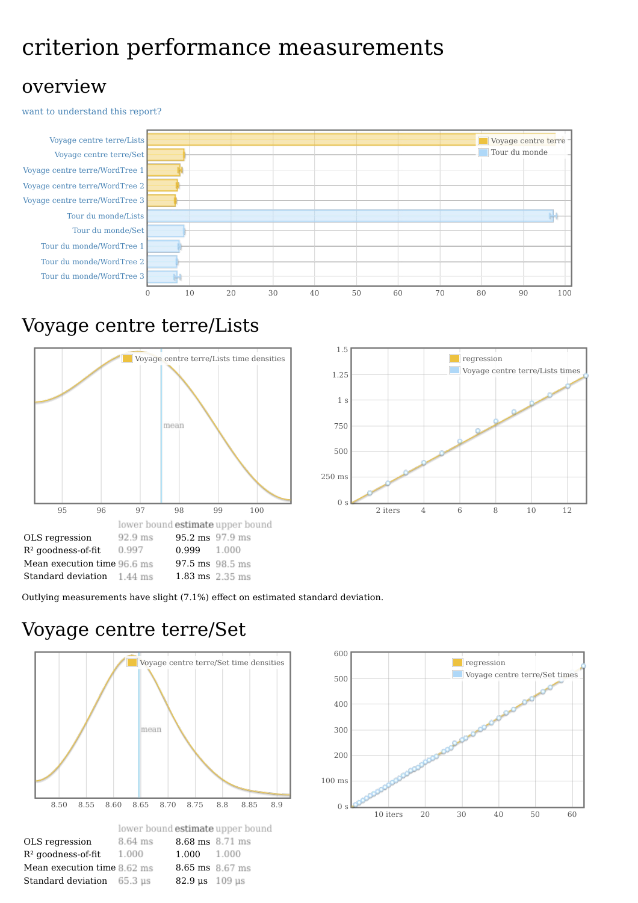# criterion performance measurements

## overview

want to understand this report?

## Voyage centre terre/Lists

| | lower bound | estimate | upper bound |
|---|---|---|---|
| OLS regression | 92.9 ms | 95.2 ms | 97.9 ms |
| $R^2$ goodness-of-fit | 0.997 | 0.999 | 1.000 |
| Mean execution time | 96.6 ms | 97.5 ms | 98.5 ms |
| Standard deviation | 1.44 ms | 1.83 ms | 2.35 ms |

Outlying measurements have slight (7.1%) effect on estimated standard deviation.

## Voyage centre terre/Set

| | lower bound | estimate | upper bound |
|---|---|---|---|
| OLS regression | 8.64 ms | 8.68 ms | 8.71 ms |
| $R^2$ goodness-of-fit | 1.000 | 1.000 | 1.000 |
| Mean execution time | 8.62 ms | 8.65 ms | 8.67 ms |
| Standard deviation | 65.3 μs | 82.9 μs | 109 μs |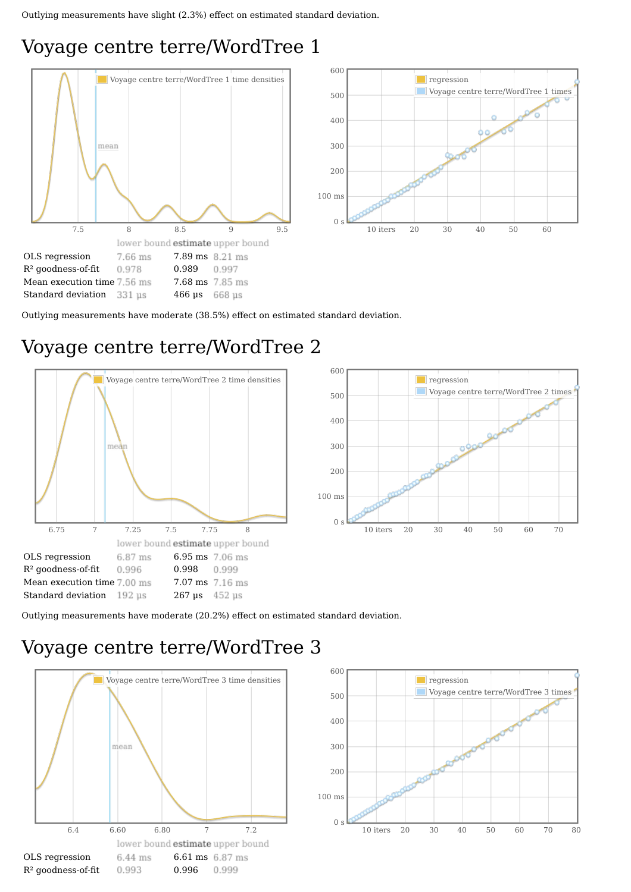Outlying measurements have slight (2.3%) effect on estimated standard deviation.

# Voyage centre terre/WordTree 1

| | lower bound | estimate | upper bound |
|---|---|---|---|
| OLS regression | 7.66 ms | 7.89 ms | 8.21 ms |
| $R^2$ goodness-of-fit | 0.978 | 0.989 | 0.997 |
| Mean execution time | 7.56 ms | 7.68 ms | 7.85 ms |
| Standard deviation | 331 μs | 466 μs | 668 μs |

Outlying measurements have moderate (38.5%) effect on estimated standard deviation.

# Voyage centre terre/WordTree 2

| | lower bound | estimate | upper bound |
|---|---|---|---|
| OLS regression | 6.87 ms | 6.95 ms | 7.06 ms |
| $R^2$ goodness-of-fit | 0.996 | 0.998 | 0.999 |
| Mean execution time | 7.00 ms | 7.07 ms | 7.16 ms |
| Standard deviation | 192 μs | 267 μs | 452 μs |

Outlying measurements have moderate (20.2%) effect on estimated standard deviation.

# Voyage centre terre/WordTree 3

| | lower bound | estimate | upper bound |
|---|---|---|---|
| OLS regression | 6.44 ms | 6.61 ms | 6.87 ms |
| $R^2$ goodness-of-fit | 0.993 | 0.996 | 0.999 |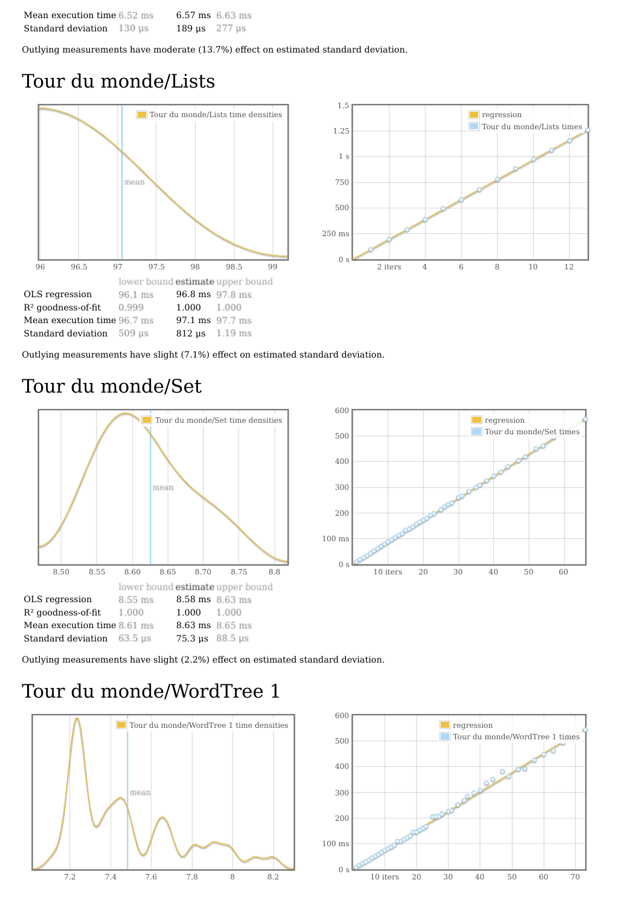| | | | |
|---|---|---|---|
| Mean execution time | 6.52 ms | 6.57 ms | 6.63 ms |
| Standard deviation | 130 μs | 189 μs | 277 μs |

Outlying measurements have moderate (13.7%) effect on estimated standard deviation.

# Tour du monde/Lists

| | lower bound | estimate | upper bound |
|---|---|---|---|
| OLS regression | 96.1 ms | 96.8 ms | 97.8 ms |
| $R^2$ goodness-of-fit | 0.999 | 1.000 | 1.000 |
| Mean execution time | 96.7 ms | 97.1 ms | 97.7 ms |
| Standard deviation | 509 μs | 812 μs | 1.19 ms |

Outlying measurements have slight (7.1%) effect on estimated standard deviation.

# Tour du monde/Set

| | lower bound | estimate | upper bound |
|---|---|---|---|
| OLS regression | 8.55 ms | 8.58 ms | 8.63 ms |
| $R^2$ goodness-of-fit | 1.000 | 1.000 | 1.000 |
| Mean execution time | 8.61 ms | 8.63 ms | 8.65 ms |
| Standard deviation | 63.5 μs | 75.3 μs | 88.5 μs |

Outlying measurements have slight (2.2%) effect on estimated standard deviation.

# Tour du monde/WordTree 1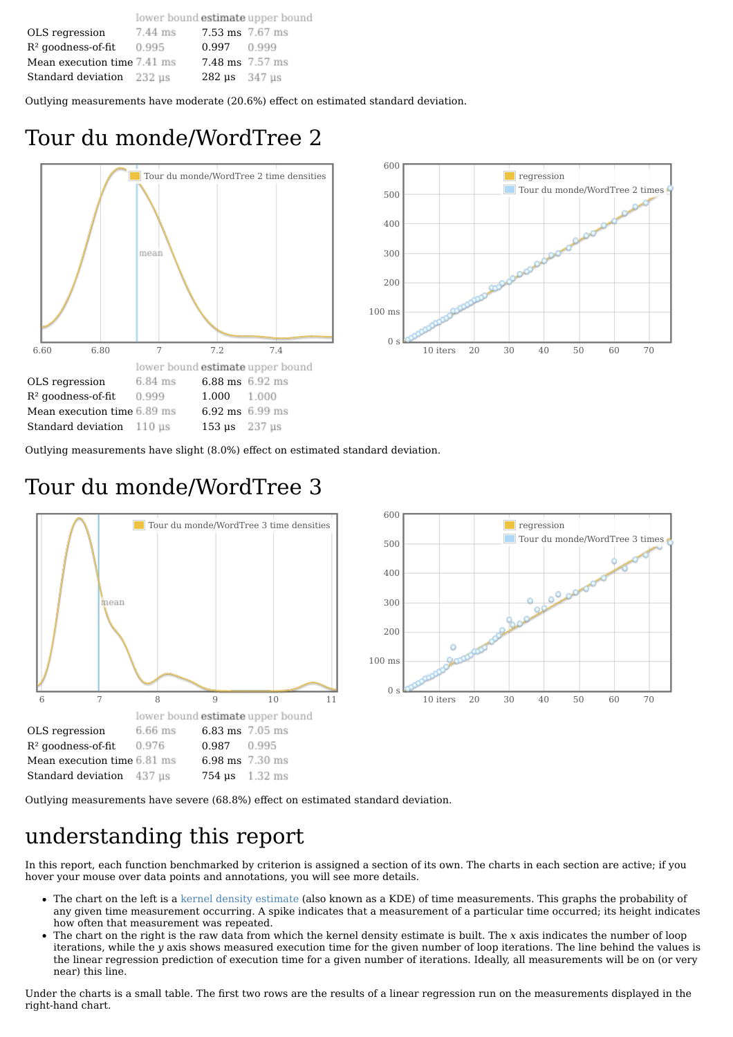| | lower bound | estimate | upper bound |
|---|---|---|---|
| OLS regression | 7.44 ms | 7.53 ms | 7.67 ms |
| $R^2$ goodness-of-fit | 0.995 | 0.997 | 0.999 |
| Mean execution time | 7.41 ms | 7.48 ms | 7.57 ms |
| Standard deviation | 232 μs | 282 μs | 347 μs |

Outlying measurements have moderate (20.6%) effect on estimated standard deviation.

# Tour du monde/WordTree 2

| | lower bound | estimate | upper bound |
|---|---|---|---|
| OLS regression | 6.84 ms | 6.88 ms | 6.92 ms |
| $R^2$ goodness-of-fit | 0.999 | 1.000 | 1.000 |
| Mean execution time | 6.89 ms | 6.92 ms | 6.99 ms |
| Standard deviation | 110 μs | 153 μs | 237 μs |

Outlying measurements have slight (8.0%) effect on estimated standard deviation.

# Tour du monde/WordTree 3

| | lower bound | estimate | upper bound |
|---|---|---|---|
| OLS regression | 6.66 ms | 6.83 ms | 7.05 ms |
| $R^2$ goodness-of-fit | 0.976 | 0.987 | 0.995 |
| Mean execution time | 6.81 ms | 6.98 ms | 7.30 ms |
| Standard deviation | 437 μs | 754 μs | 1.32 ms |

Outlying measurements have severe (68.8%) effect on estimated standard deviation.

# understanding this report

In this report, each function benchmarked by criterion is assigned a section of its own. The charts in each section are active; if you hover your mouse over data points and annotations, you will see more details.

- The chart on the left is a kernel density estimate (also known as a KDE) of time measurements. This graphs the probability of any given time measurement occurring. A spike indicates that a measurement of a particular time occurred; its height indicates how often that measurement was repeated.
- The chart on the right is the raw data from which the kernel density estimate is built. The *x* axis indicates the number of loop iterations, while the *y* axis shows measured execution time for the given number of loop iterations. The line behind the values is the linear regression prediction of execution time for a given number of iterations. Ideally, all measurements will be on (or very near) this line.

Under the charts is a small table. The first two rows are the results of a linear regression run on the measurements displayed in the right-hand chart.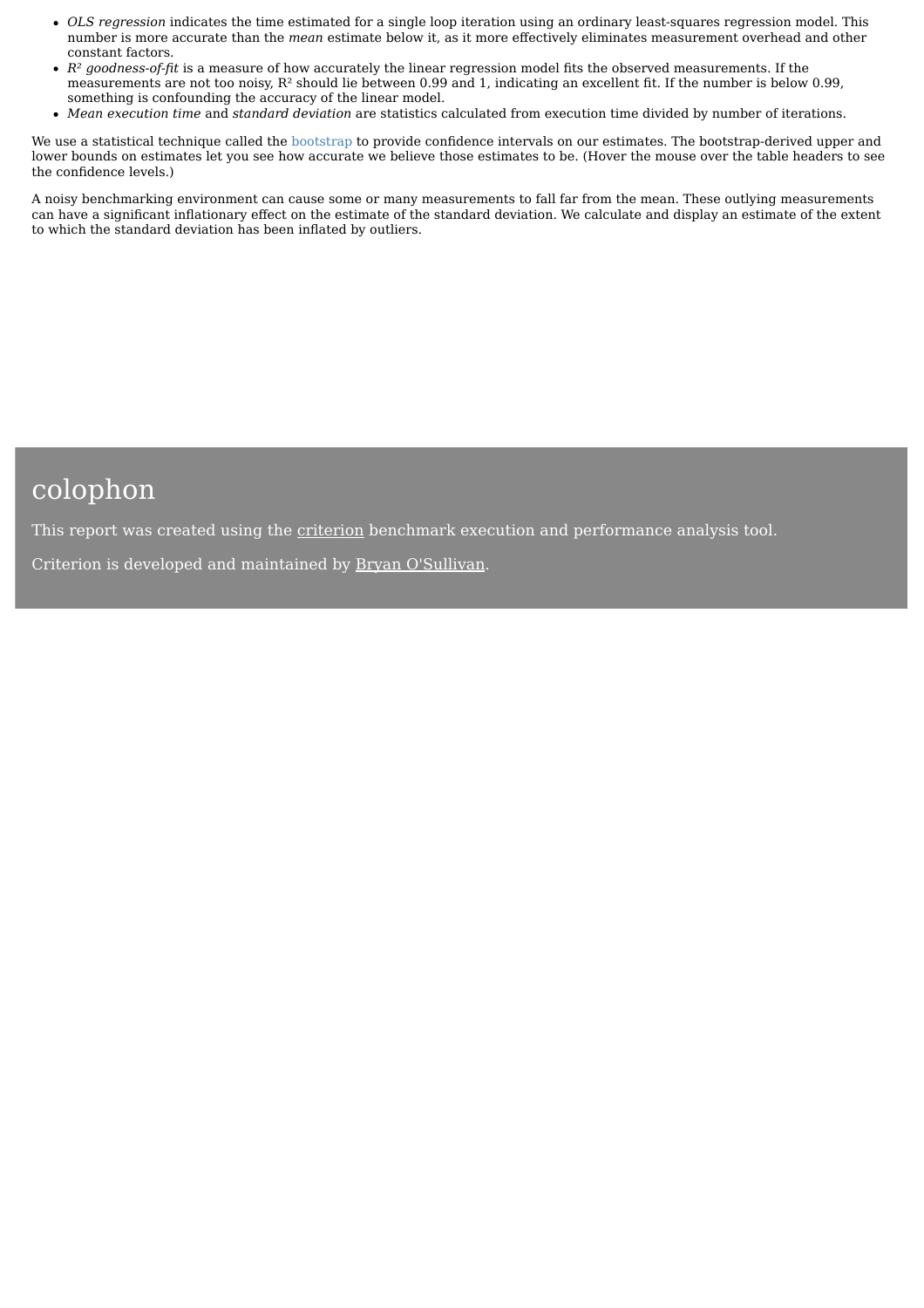- *OLS regression* indicates the time estimated for a single loop iteration using an ordinary least-squares regression model. This number is more accurate than the *mean* estimate below it, as it more effectively eliminates measurement overhead and other constant factors.
- *$R^2$ goodness-of-fit* is a measure of how accurately the linear regression model fits the observed measurements. If the measurements are not too noisy, $R^2$ should lie between 0.99 and 1, indicating an excellent fit. If the number is below 0.99, something is confounding the accuracy of the linear model.
- *Mean execution time* and *standard deviation* are statistics calculated from execution time divided by number of iterations.

We use a statistical technique called the bootstrap to provide confidence intervals on our estimates. The bootstrap-derived upper and lower bounds on estimates let you see how accurate we believe those estimates to be. (Hover the mouse over the table headers to see the confidence levels.)

A noisy benchmarking environment can cause some or many measurements to fall far from the mean. These outlying measurements can have a significant inflationary effect on the estimate of the standard deviation. We calculate and display an estimate of the extent to which the standard deviation has been inflated by outliers.

# colophon

This report was created using the criterion benchmark execution and performance analysis tool.

Criterion is developed and maintained by Bryan O'Sullivan.